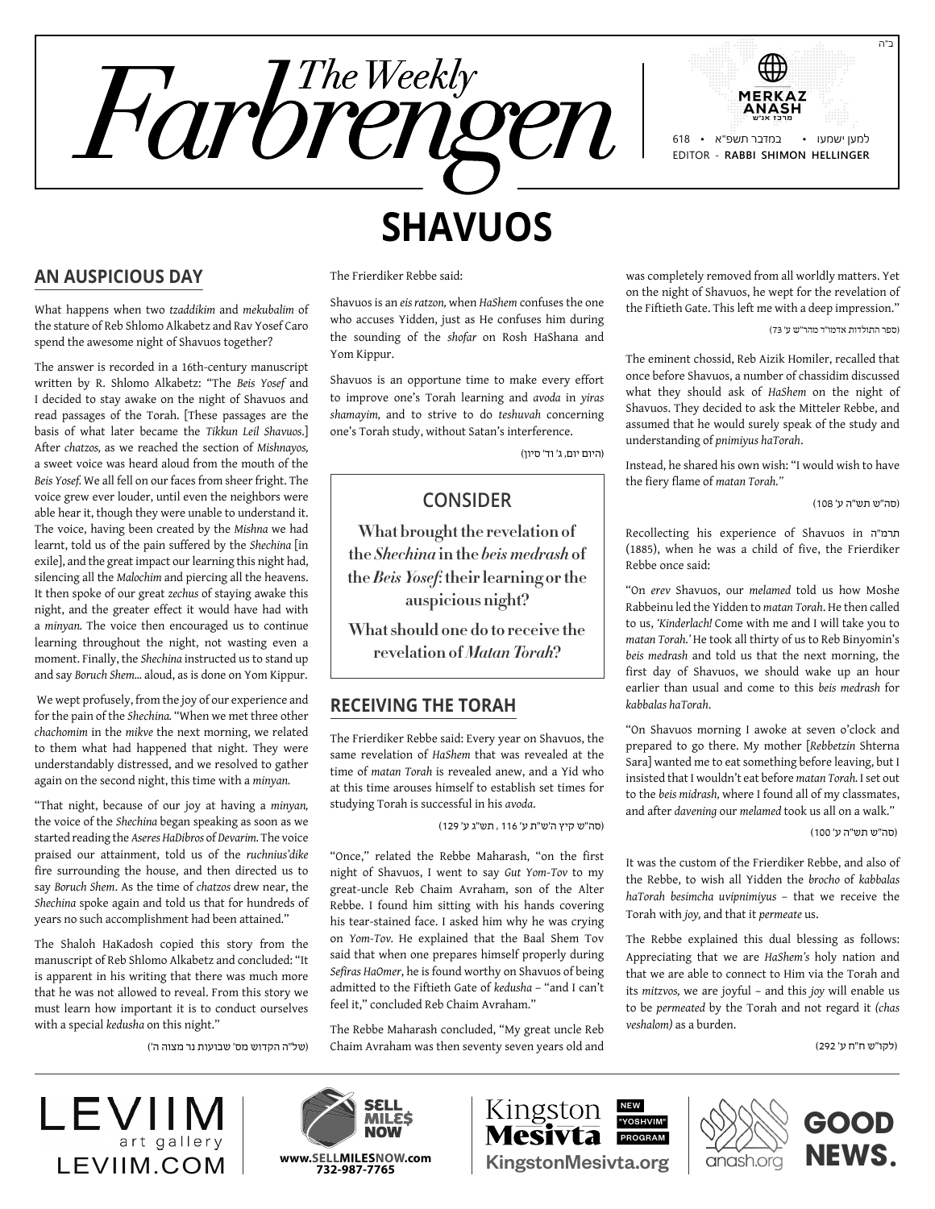ב"ה

# The Weekly Farbrengen

MERKAZ ANASH
מרכז אנ"ש

למען ישמעו • במדבר תשפ"א • 618
EDITOR - **RABBI SHIMON HELLINGER**

# SHAVUOS

## AN AUSPICIOUS DAY

What happens when two *tzaddikim* and *mekubalim* of the stature of Reb Shlomo Alkabetz and Rav Yosef Caro spend the awesome night of Shavuos together?

The answer is recorded in a 16th-century manuscript written by R. Shlomo Alkabetz: "The *Beis Yosef* and I decided to stay awake on the night of Shavuos and read passages of the Torah. [These passages are the basis of what later became the *Tikkun Leil Shavuos*.] After *chatzos,* as we reached the section of *Mishnayos,* a sweet voice was heard aloud from the mouth of the *Beis Yosef.* We all fell on our faces from sheer fright. The voice grew ever louder, until even the neighbors were able hear it, though they were unable to understand it. The voice, having been created by the *Mishna* we had learnt, told us of the pain suffered by the *Shechina* [in exile], and the great impact our learning this night had, silencing all the *Malochim* and piercing all the heavens. It then spoke of our great *zechus* of staying awake this night, and the greater effect it would have had with a *minyan.* The voice then encouraged us to continue learning throughout the night, not wasting even a moment. Finally, the *Shechina* instructed us to stand up and say *Boruch Shem...* aloud, as is done on Yom Kippur.

We wept profusely, from the joy of our experience and for the pain of the *Shechina.* "When we met three other *chachomim* in the *mikve* the next morning, we related to them what had happened that night. They were understandably distressed, and we resolved to gather again on the second night, this time with a *minyan.*

"That night, because of our joy at having a *minyan,* the voice of the *Shechina* began speaking as soon as we started reading the *Aseres HaDibros* of *Devarim.* The voice praised our attainment, told us of the *ruchnius'dike* fire surrounding the house, and then directed us to say *Boruch Shem*. As the time of *chatzos* drew near, the *Shechina* spoke again and told us that for hundreds of years no such accomplishment had been attained."

The Shaloh HaKadosh copied this story from the manuscript of Reb Shlomo Alkabetz and concluded: "It is apparent in his writing that there was much more that he was not allowed to reveal. From this story we must learn how important it is to conduct ourselves with a special *kedusha* on this night."

(של"ה הקדוש מס' שבועות נר מצוה ה')

The Frierdiker Rebbe said:

Shavuos is an *eis ratzon,* when *HaShem* confuses the one who accuses Yidden, just as He confuses him during the sounding of the *shofar* on Rosh HaShana and Yom Kippur.

Shavuos is an opportune time to make every effort to improve one's Torah learning and *avoda* in *yiras shamayim,* and to strive to do *teshuvah* concerning one's Torah study, without Satan's interference.

(היום יום, ג' וד' סיון)

## CONSIDER

**What brought the revelation of the *Shechina* in the *beis medrash* of the *Beis Yosef*: their learning or the auspicious night?**

**What should one do to receive the revelation of *Matan Torah*?**

## RECEIVING THE TORAH

The Frierdiker Rebbe said: Every year on Shavuos, the same revelation of *HaShem* that was revealed at the time of *matan Torah* is revealed anew, and a Yid who at this time arouses himself to establish set times for studying Torah is successful in his *avoda*.

(סה"ש קיץ ה'ש"ת ע' 116 , תש"ג ע' 129)

"Once," related the Rebbe Maharash, "on the first night of Shavuos, I went to say *Gut Yom-Tov* to my great-uncle Reb Chaim Avraham, son of the Alter Rebbe. I found him sitting with his hands covering his tear-stained face. I asked him why he was crying on *Yom-Tov*. He explained that the Baal Shem Tov said that when one prepares himself properly during *Sefiras HaOmer*, he is found worthy on Shavuos of being admitted to the Fiftieth Gate of *kedusha* – "and I can't feel it," concluded Reb Chaim Avraham."

The Rebbe Maharash concluded, "My great uncle Reb Chaim Avraham was then seventy seven years old and was completely removed from all worldly matters. Yet on the night of Shavuos, he wept for the revelation of the Fiftieth Gate. This left me with a deep impression."

(ספר התולדות אדמו"ר מהר"ש ע' 73)

The eminent chossid, Reb Aizik Homiler, recalled that once before Shavuos, a number of chassidim discussed what they should ask of *HaShem* on the night of Shavuos. They decided to ask the Mitteler Rebbe, and assumed that he would surely speak of the study and understanding of *pnimiyus haTorah*.

Instead, he shared his own wish: "I would wish to have the fiery flame of *matan Torah."*

(סה"ש תש"ה ע' 108)

Recollecting his experience of Shavuos in תרמ"ה (1885), when he was a child of five, the Frierdiker Rebbe once said:

"On *erev* Shavuos, our *melamed* told us how Moshe Rabbeinu led the Yidden to *matan Torah*. He then called to us, *'Kinderlach!* Come with me and I will take you to *matan Torah.'* He took all thirty of us to Reb Binyomin's *beis medrash* and told us that the next morning, the first day of Shavuos, we should wake up an hour earlier than usual and come to this *beis midrash* for *kabbalas haTorah*.

"On Shavuos morning I awoke at seven o'clock and prepared to go there. My mother [*Rebbetzin* Shterna Sara] wanted me to eat something before leaving, but I insisted that I wouldn't eat before *matan Torah.* I set out to the *beis midrash,* where I found all of my classmates, and after *davening* our *melamed* took us all on a walk."

(סה"ש תש"ה ע' 100)

It was the custom of the Frierdiker Rebbe, and also of the Rebbe, to wish all Yidden the *brocho* of *kabbalas haTorah besimcha uvipnimiyus* – that we receive the Torah with *joy,* and that it *permeate* us.

The Rebbe explained this dual blessing as follows: Appreciating that we are *HaShem's* holy nation and that we are able to connect to Him via the Torah and its *mitzvos,* we are joyful – and this *joy* will enable us to be *permeated* by the Torah and not regard it *(chas veshalom)* as a burden.

(לקו"ש ח"ח ע' 292)

LEVIIM art gallery LEVIIM.COM | SELL MILES NOW www.SELLMILESNOW.com 732-987-7765 | Kingston Mesivta NEW "YOSHVIM" PROGRAM KingstonMesivta.org | anash.org GOOD NEWS.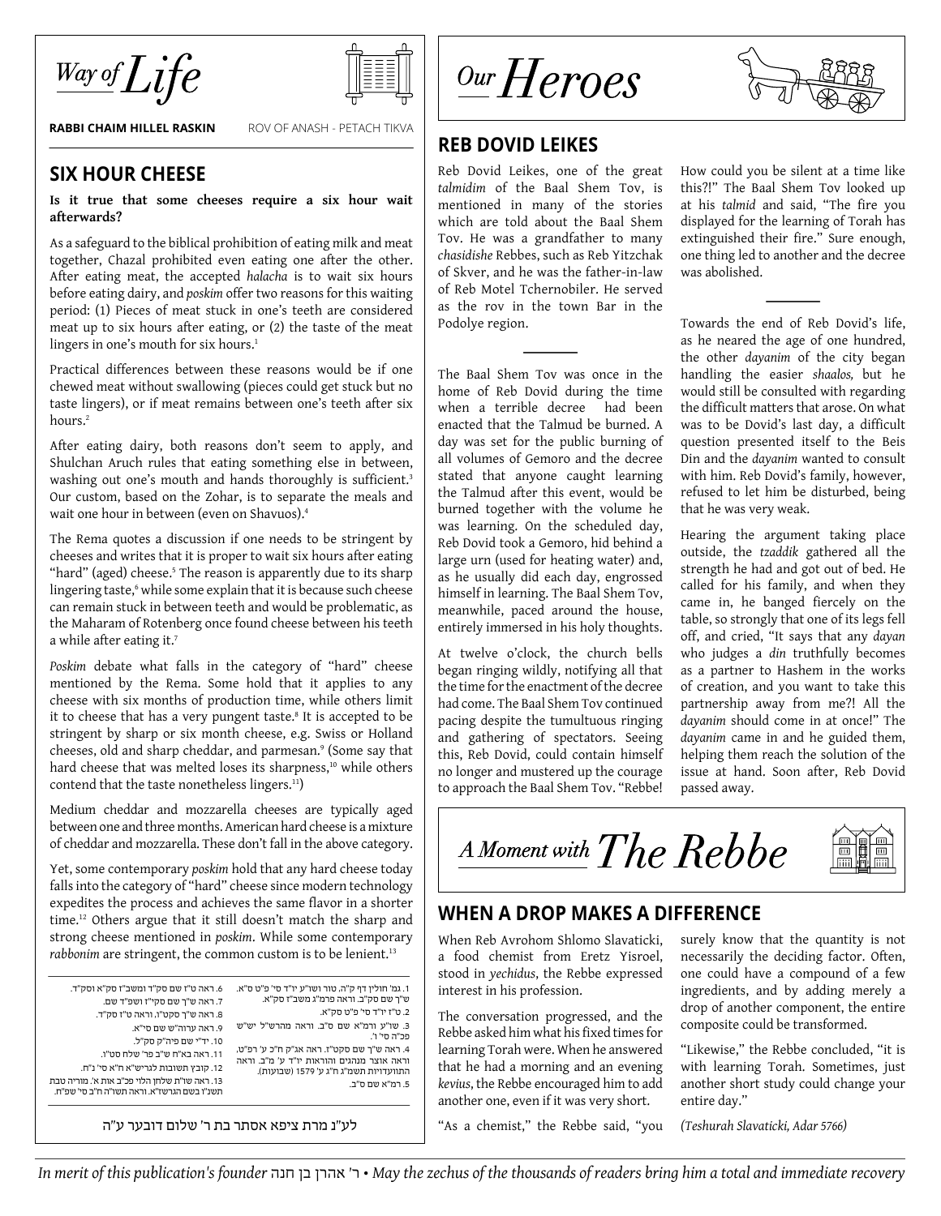# Way of Life

**RABBI CHAIM HILLEL RASKIN** ROV OF ANASH - PETACH TIKVA

## SIX HOUR CHEESE

**Is it true that some cheeses require a six hour wait afterwards?**

As a safeguard to the biblical prohibition of eating milk and meat together, Chazal prohibited even eating one after the other. After eating meat, the accepted *halacha* is to wait six hours before eating dairy, and *poskim* offer two reasons for this waiting period: (1) Pieces of meat stuck in one's teeth are considered meat up to six hours after eating, or (2) the taste of the meat lingers in one's mouth for six hours.[1]

Practical differences between these reasons would be if one chewed meat without swallowing (pieces could get stuck but no taste lingers), or if meat remains between one's teeth after six hours.[2]

After eating dairy, both reasons don't seem to apply, and Shulchan Aruch rules that eating something else in between, washing out one's mouth and hands thoroughly is sufficient.[3] Our custom, based on the Zohar, is to separate the meals and wait one hour in between (even on Shavuos).[4]

The Rema quotes a discussion if one needs to be stringent by cheeses and writes that it is proper to wait six hours after eating "hard" (aged) cheese.[5] The reason is apparently due to its sharp lingering taste,[6] while some explain that it is because such cheese can remain stuck in between teeth and would be problematic, as the Maharam of Rotenberg once found cheese between his teeth a while after eating it.[7]

*Poskim* debate what falls in the category of "hard" cheese mentioned by the Rema. Some hold that it applies to any cheese with six months of production time, while others limit it to cheese that has a very pungent taste.[8] It is accepted to be stringent by sharp or six month cheese, e.g. Swiss or Holland cheeses, old and sharp cheddar, and parmesan.[9] (Some say that hard cheese that was melted loses its sharpness,[10] while others contend that the taste nonetheless lingers.[11])

Medium cheddar and mozzarella cheeses are typically aged between one and three months. American hard cheese is a mixture of cheddar and mozzarella. These don't fall in the above category.

Yet, some contemporary *poskim* hold that any hard cheese today falls into the category of "hard" cheese since modern technology expedites the process and achieves the same flavor in a shorter time.[12] Others argue that it still doesn't match the sharp and strong cheese mentioned in *poskim*. While some contemporary *rabbonim* are stringent, the common custom is to be lenient.[13]

1. גמ' חולין דף ק"ה, טור ושו"ע יו"ד סי' פ"ט ס"א.
2. ש"ך שם סק"ב. וראה פרמ"ג משב"ז סק"א.
3. ט"ז יו"ד סי' פ"ט סק"א.
4. שו"ע ורמ"א שם ס"ב. וראה מהרש"ל יש"ש פכ"ה סי' ו'.
5. ראה ש"ך שם סקט"ז. ראה אג"ק ח"כ ע' רפ"ט, וראה אוצר מנהגים והוראות יו"ד ע' מ"ב. וראה התוועדויות תשמ"ג ח"ג ע' 1579 (שבועות).
6. רמ"א שם ס"ב.
7. ראה ט"ז שם סק"ד ומשב"ז סק"א וסק"ד.
8. ראה ש"ך שם סק"ז ושפ"ד שם.
9. ראה ש"ך סקט"ו, וראה ט"ז סק"ד.
10. ראה ערוה"ש שם סי"א.
11. יד"י שם פי"ה סק"ל.
12. ראה בא"ח ש"ב פר' שלח סט"ו.
13. קובץ תשובות לגרי"ש א' ח"א סי' נ"ח.
14. ראה שו"ת שלחן הלוי פכ"ב אות א'. מוריה טבת תשנ"ו בשם הגרשז"א. וראה תשו"ה ח"ב סי' שפ"ח.

לע"נ מרת ציפא אסתר בת ר' שלום דובער ע"ה

# Our Heroes

## REB DOVID LEIKES

Reb Dovid Leikes, one of the great *talmidim* of the Baal Shem Tov, is mentioned in many of the stories which are told about the Baal Shem Tov. He was a grandfather to many *chasidishe* Rebbes, such as Reb Yitzchak of Skver, and he was the father-in-law of Reb Motel Tchernobiler. He served as the rov in the town Bar in the Podolye region.

---

The Baal Shem Tov was once in the home of Reb Dovid during the time when a terrible decree had been enacted that the Talmud be burned. A day was set for the public burning of all volumes of Gemoro and the decree stated that anyone caught learning the Talmud after this event, would be burned together with the volume he was learning. On the scheduled day, Reb Dovid took a Gemoro, hid behind a large urn (used for heating water) and, as he usually did each day, engrossed himself in learning. The Baal Shem Tov, meanwhile, paced around the house, entirely immersed in his holy thoughts.

At twelve o'clock, the church bells began ringing wildly, notifying all that the time for the enactment of the decree had come. The Baal Shem Tov continued pacing despite the tumultuous ringing and gathering of spectators. Seeing this, Reb Dovid, could contain himself no longer and mustered up the courage to approach the Baal Shem Tov. "Rebbe! How could you be silent at a time like this?!" The Baal Shem Tov looked up at his *talmid* and said, "The fire you displayed for the learning of Torah has extinguished their fire." Sure enough, one thing led to another and the decree was abolished.

---

Towards the end of Reb Dovid's life, as he neared the age of one hundred, the other *dayanim* of the city began handling the easier *shaalos,* but he would still be consulted with regarding the difficult matters that arose. On what was to be Dovid's last day, a difficult question presented itself to the Beis Din and the *dayanim* wanted to consult with him. Reb Dovid's family, however, refused to let him be disturbed, being that he was very weak.

Hearing the argument taking place outside, the *tzaddik* gathered all the strength he had and got out of bed. He called for his family, and when they came in, he banged fiercely on the table, so strongly that one of its legs fell off, and cried, "It says that any *dayan* who judges a *din* truthfully becomes as a partner to Hashem in the works of creation, and you want to take this partnership away from me?! All the *dayanim* should come in at once!" The *dayanim* came in and he guided them, helping them reach the solution of the issue at hand. Soon after, Reb Dovid passed away.

# A Moment with The Rebbe

## WHEN A DROP MAKES A DIFFERENCE

When Reb Avrohom Shlomo Slavaticki, a food chemist from Eretz Yisroel, stood in *yechidus*, the Rebbe expressed interest in his profession.

The conversation progressed, and the Rebbe asked him what his fixed times for learning Torah were. When he answered that he had a morning and an evening *kevius*, the Rebbe encouraged him to add another one, even if it was very short.

"As a chemist," the Rebbe said, "you surely know that the quantity is not necessarily the deciding factor. Often, one could have a compound of a few ingredients, and by adding merely a drop of another component, the entire composite could be transformed.

"Likewise," the Rebbe concluded, "it is with learning Torah. Sometimes, just another short study could change your entire day."

*(Teshurah Slavaticki, Adar 5766)*

*In merit of this publication's founder* ר' אהרן בן חנה • *May the zechus of the thousands of readers bring him a total and immediate recovery*